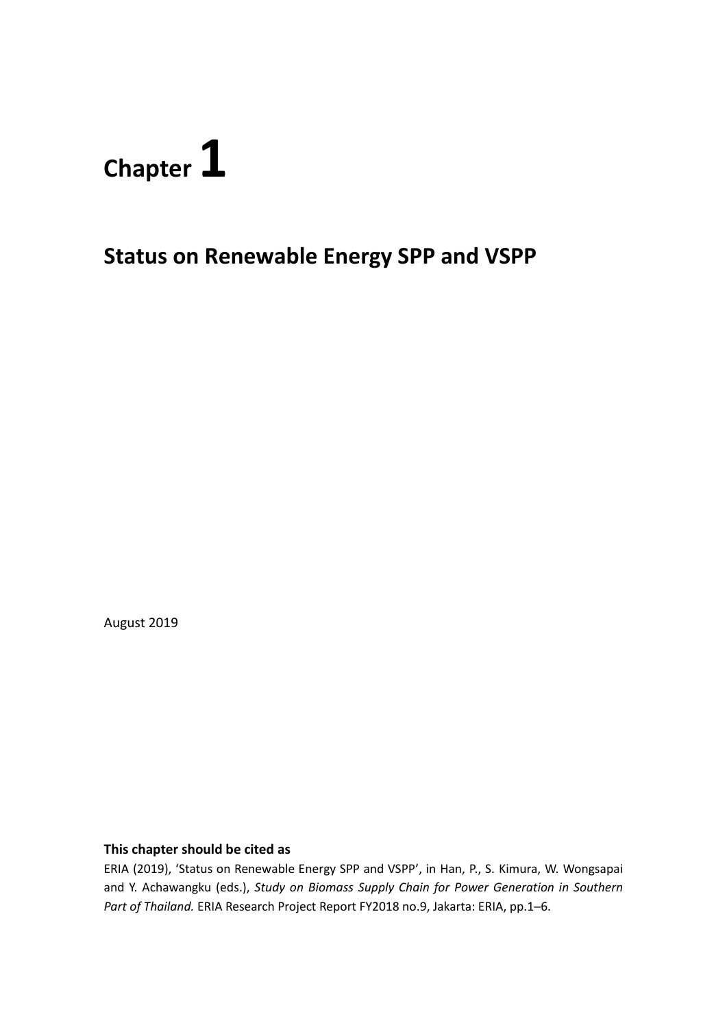# Chapter 1

## Status on Renewable Energy SPP and VSPP

August 2019

**This chapter should be cited as**

ERIA (2019), 'Status on Renewable Energy SPP and VSPP', in Han, P., S. Kimura, W. Wongsapai and Y. Achawangku (eds.), *Study on Biomass Supply Chain for Power Generation in Southern Part of Thailand.* ERIA Research Project Report FY2018 no.9, Jakarta: ERIA, pp.1–6.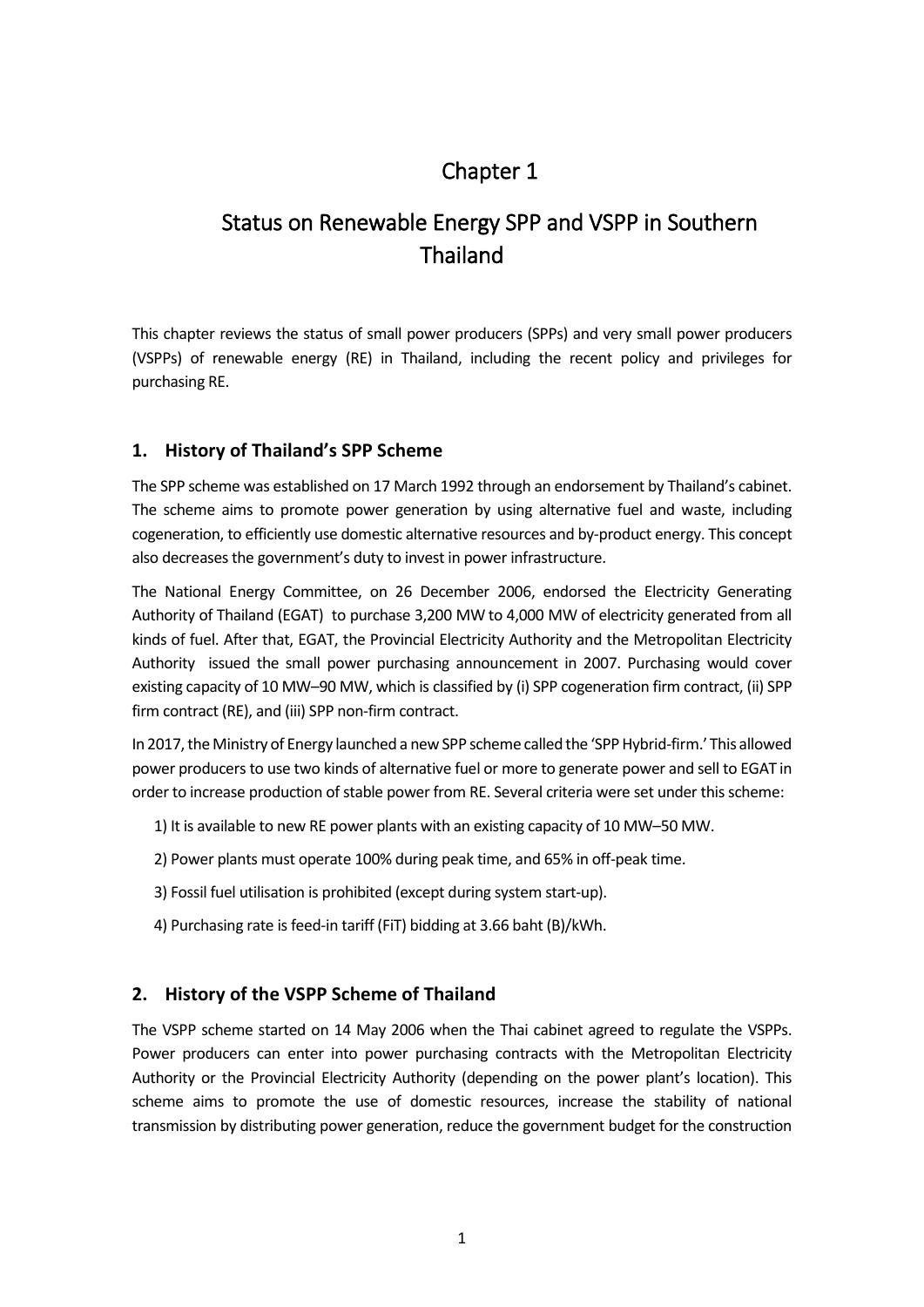# Chapter 1

# Status on Renewable Energy SPP and VSPP in Southern Thailand

This chapter reviews the status of small power producers (SPPs) and very small power producers (VSPPs) of renewable energy (RE) in Thailand, including the recent policy and privileges for purchasing RE.

## 1. History of Thailand's SPP Scheme

The SPP scheme was established on 17 March 1992 through an endorsement by Thailand's cabinet. The scheme aims to promote power generation by using alternative fuel and waste, including cogeneration, to efficiently use domestic alternative resources and by-product energy. This concept also decreases the government's duty to invest in power infrastructure.

The National Energy Committee, on 26 December 2006, endorsed the Electricity Generating Authority of Thailand (EGAT) to purchase 3,200 MW to 4,000 MW of electricity generated from all kinds of fuel. After that, EGAT, the Provincial Electricity Authority and the Metropolitan Electricity Authority issued the small power purchasing announcement in 2007. Purchasing would cover existing capacity of 10 MW–90 MW, which is classified by (i) SPP cogeneration firm contract, (ii) SPP firm contract (RE), and (iii) SPP non-firm contract.

In 2017, the Ministry of Energy launched a new SPP scheme called the 'SPP Hybrid-firm.' This allowed power producers to use two kinds of alternative fuel or more to generate power and sell to EGAT in order to increase production of stable power from RE. Several criteria were set under this scheme:

1) It is available to new RE power plants with an existing capacity of 10 MW–50 MW.

2) Power plants must operate 100% during peak time, and 65% in off-peak time.

3) Fossil fuel utilisation is prohibited (except during system start-up).

4) Purchasing rate is feed-in tariff (FiT) bidding at 3.66 baht (B)/kWh.

## 2. History of the VSPP Scheme of Thailand

The VSPP scheme started on 14 May 2006 when the Thai cabinet agreed to regulate the VSPPs. Power producers can enter into power purchasing contracts with the Metropolitan Electricity Authority or the Provincial Electricity Authority (depending on the power plant's location). This scheme aims to promote the use of domestic resources, increase the stability of national transmission by distributing power generation, reduce the government budget for the construction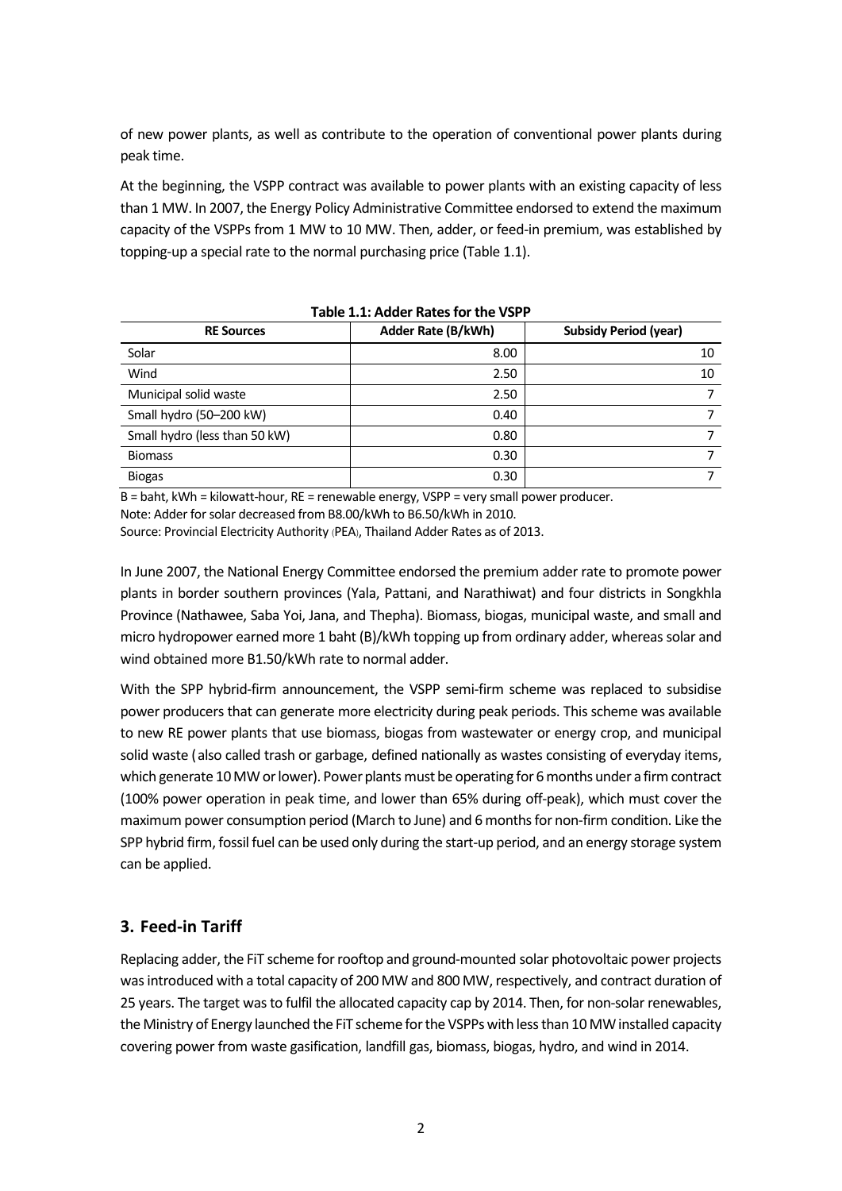of new power plants, as well as contribute to the operation of conventional power plants during peak time.

At the beginning, the VSPP contract was available to power plants with an existing capacity of less than 1 MW. In 2007, the Energy Policy Administrative Committee endorsed to extend the maximum capacity of the VSPPs from 1 MW to 10 MW. Then, adder, or feed-in premium, was established by topping-up a special rate to the normal purchasing price (Table 1.1).

**Table 1.1: Adder Rates for the VSPP**

| RE Sources | Adder Rate (B/kWh) | Subsidy Period (year) |
|---|---|---|
| Solar | 8.00 | 10 |
| Wind | 2.50 | 10 |
| Municipal solid waste | 2.50 | 7 |
| Small hydro (50–200 kW) | 0.40 | 7 |
| Small hydro (less than 50 kW) | 0.80 | 7 |
| Biomass | 0.30 | 7 |
| Biogas | 0.30 | 7 |

B = baht, kWh = kilowatt-hour, RE = renewable energy, VSPP = very small power producer.
Note: Adder for solar decreased from B8.00/kWh to B6.50/kWh in 2010.
Source: Provincial Electricity Authority (PEA), Thailand Adder Rates as of 2013.

In June 2007, the National Energy Committee endorsed the premium adder rate to promote power plants in border southern provinces (Yala, Pattani, and Narathiwat) and four districts in Songkhla Province (Nathawee, Saba Yoi, Jana, and Thepha). Biomass, biogas, municipal waste, and small and micro hydropower earned more 1 baht (B)/kWh topping up from ordinary adder, whereas solar and wind obtained more B1.50/kWh rate to normal adder.

With the SPP hybrid-firm announcement, the VSPP semi-firm scheme was replaced to subsidise power producers that can generate more electricity during peak periods. This scheme was available to new RE power plants that use biomass, biogas from wastewater or energy crop, and municipal solid waste (also called trash or garbage, defined nationally as wastes consisting of everyday items, which generate 10 MW or lower). Power plants must be operating for 6 months under a firm contract (100% power operation in peak time, and lower than 65% during off-peak), which must cover the maximum power consumption period (March to June) and 6 months for non-firm condition. Like the SPP hybrid firm, fossil fuel can be used only during the start-up period, and an energy storage system can be applied.

## 3. Feed-in Tariff

Replacing adder, the FiT scheme for rooftop and ground-mounted solar photovoltaic power projects was introduced with a total capacity of 200 MW and 800 MW, respectively, and contract duration of 25 years. The target was to fulfil the allocated capacity cap by 2014. Then, for non-solar renewables, the Ministry of Energy launched the FiT scheme for the VSPPs with less than 10 MW installed capacity covering power from waste gasification, landfill gas, biomass, biogas, hydro, and wind in 2014.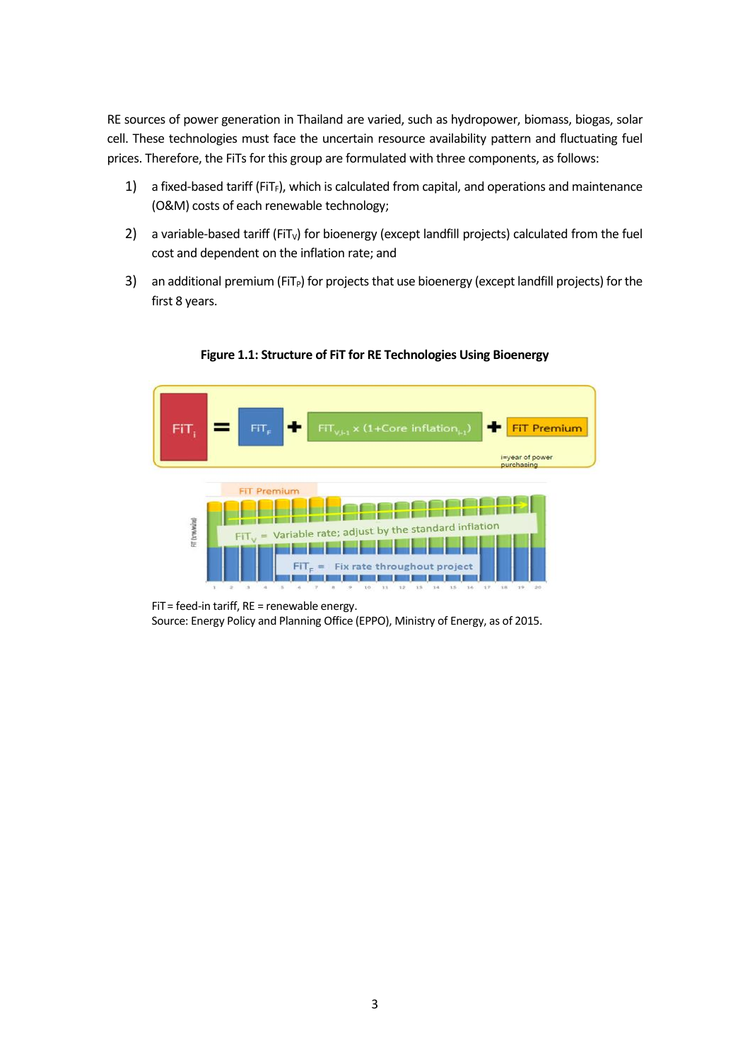RE sources of power generation in Thailand are varied, such as hydropower, biomass, biogas, solar cell. These technologies must face the uncertain resource availability pattern and fluctuating fuel prices. Therefore, the FiTs for this group are formulated with three components, as follows:

1) a fixed-based tariff ($FiT_F$), which is calculated from capital, and operations and maintenance (O&M) costs of each renewable technology;
2) a variable-based tariff ($FiT_V$) for bioenergy (except landfill projects) calculated from the fuel cost and dependent on the inflation rate; and
3) an additional premium ($FiT_P$) for projects that use bioenergy (except landfill projects) for the first 8 years.

**Figure 1.1: Structure of FiT for RE Technologies Using Bioenergy**

$$FiT_i = FiT_F + FiT_{V,i-1} \times (1 + \text{Core inflation}_{i-1}) + \text{FiT Premium}$$

i=year of power purchasing

FiT = feed-in tariff, RE = renewable energy.
Source: Energy Policy and Planning Office (EPPO), Ministry of Energy, as of 2015.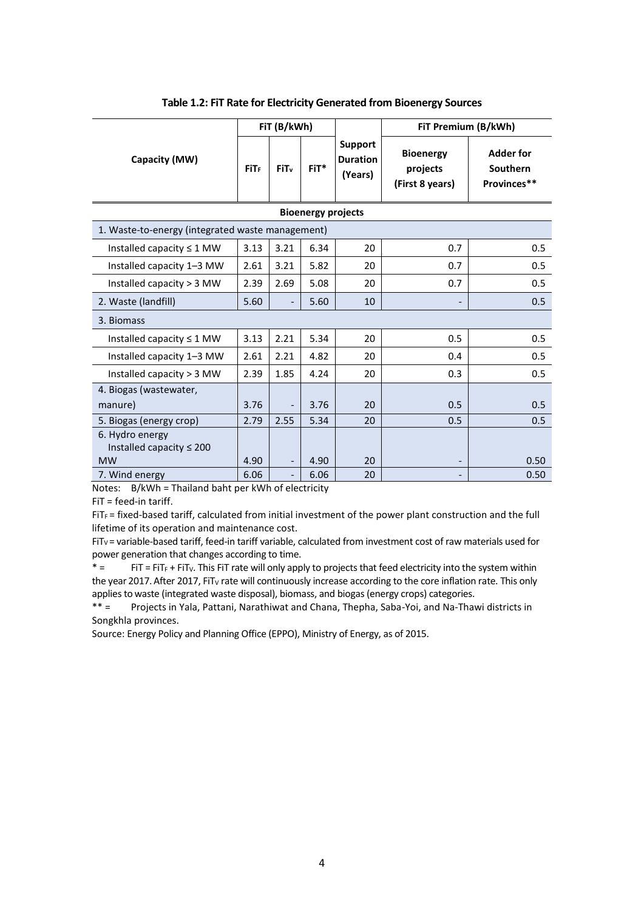**Table 1.2: FiT Rate for Electricity Generated from Bioenergy Sources**

| Capacity (MW) | FiT (B/kWh) | | | Support Duration (Years) | FiT Premium (B/kWh) | |
|---|---|---|---|---|---|---|
| | $FiT_F$ | $FiT_V$ | FiT* | | Bioenergy projects (First 8 years) | Adder for Southern Provinces** |
| **Bioenergy projects** | | | | | | |
| 1. Waste-to-energy (integrated waste management) | | | | | | |
| Installed capacity ≤ 1 MW | 3.13 | 3.21 | 6.34 | 20 | 0.7 | 0.5 |
| Installed capacity 1–3 MW | 2.61 | 3.21 | 5.82 | 20 | 0.7 | 0.5 |
| Installed capacity > 3 MW | 2.39 | 2.69 | 5.08 | 20 | 0.7 | 0.5 |
| 2. Waste (landfill) | 5.60 | - | 5.60 | 10 | - | 0.5 |
| 3. Biomass | | | | | | |
| Installed capacity ≤ 1 MW | 3.13 | 2.21 | 5.34 | 20 | 0.5 | 0.5 |
| Installed capacity 1–3 MW | 2.61 | 2.21 | 4.82 | 20 | 0.4 | 0.5 |
| Installed capacity > 3 MW | 2.39 | 1.85 | 4.24 | 20 | 0.3 | 0.5 |
| 4. Biogas (wastewater, manure) | 3.76 | - | 3.76 | 20 | 0.5 | 0.5 |
| 5. Biogas (energy crop) | 2.79 | 2.55 | 5.34 | 20 | 0.5 | 0.5 |
| 6. Hydro energy Installed capacity ≤ 200 MW | 4.90 | - | 4.90 | 20 | - | 0.50 |
| 7. Wind energy | 6.06 | - | 6.06 | 20 | - | 0.50 |

Notes: B/kWh = Thailand baht per kWh of electricity

FiT = feed-in tariff.

$FiT_F$ = fixed-based tariff, calculated from initial investment of the power plant construction and the full lifetime of its operation and maintenance cost.

$FiT_V$ = variable-based tariff, feed-in tariff variable, calculated from investment cost of raw materials used for power generation that changes according to time.

\* = FiT = $FiT_F$ + $FiT_V$. This FiT rate will only apply to projects that feed electricity into the system within the year 2017. After 2017, $FiT_V$ rate will continuously increase according to the core inflation rate. This only applies to waste (integrated waste disposal), biomass, and biogas (energy crops) categories.

\*\* = Projects in Yala, Pattani, Narathiwat and Chana, Thepha, Saba-Yoi, and Na-Thawi districts in Songkhla provinces.

Source: Energy Policy and Planning Office (EPPO), Ministry of Energy, as of 2015.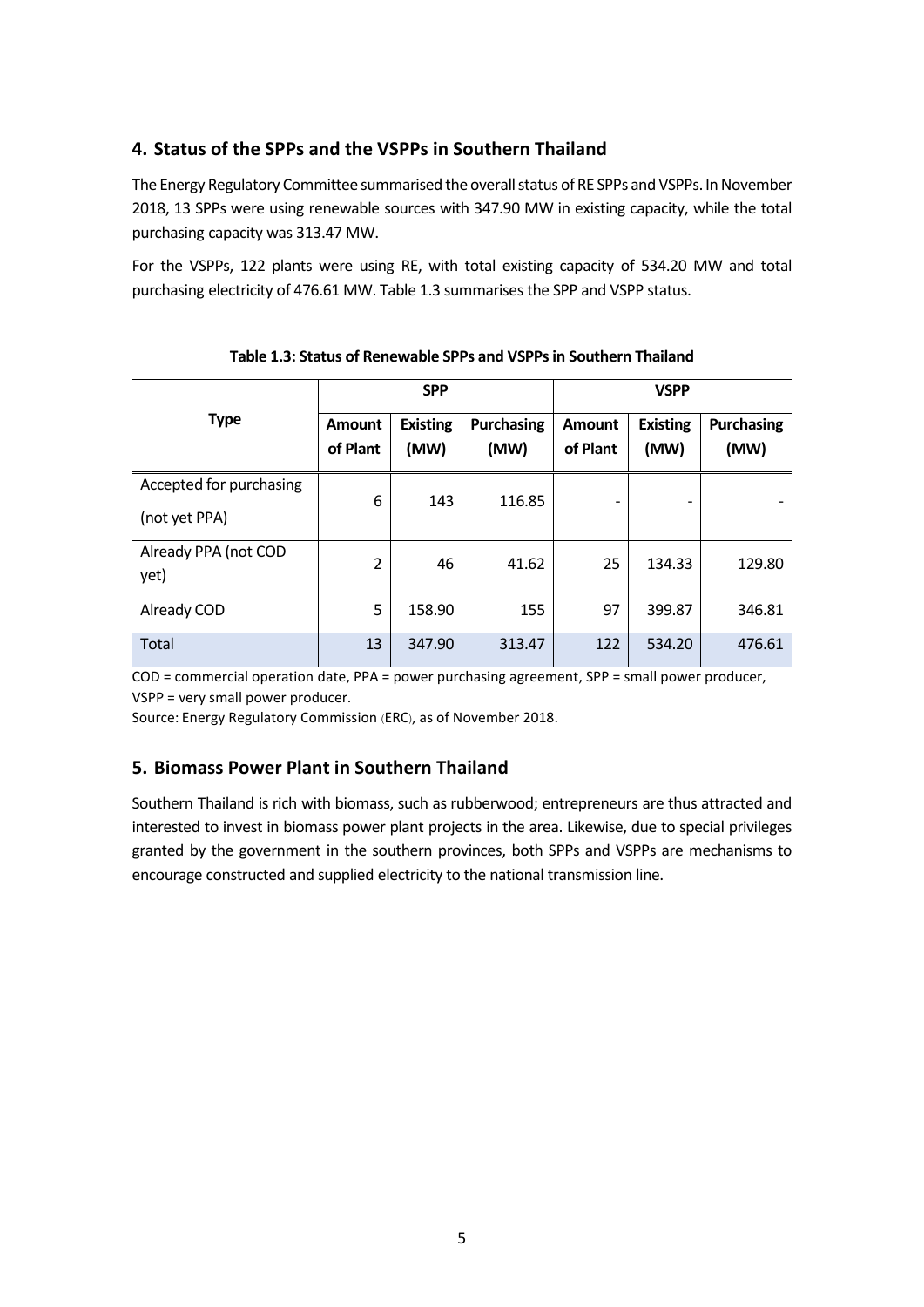## 4. Status of the SPPs and the VSPPs in Southern Thailand

The Energy Regulatory Committee summarised the overall status of RE SPPs and VSPPs. In November 2018, 13 SPPs were using renewable sources with 347.90 MW in existing capacity, while the total purchasing capacity was 313.47 MW.

For the VSPPs, 122 plants were using RE, with total existing capacity of 534.20 MW and total purchasing electricity of 476.61 MW. Table 1.3 summarises the SPP and VSPP status.

**Table 1.3: Status of Renewable SPPs and VSPPs in Southern Thailand**

| Type | SPP | | | VSPP | | |
|---|---|---|---|---|---|---|
| | **Amount of Plant** | **Existing (MW)** | **Purchasing (MW)** | **Amount of Plant** | **Existing (MW)** | **Purchasing (MW)** |
| Accepted for purchasing (not yet PPA) | 6 | 143 | 116.85 | - | - | - |
| Already PPA (not COD yet) | 2 | 46 | 41.62 | 25 | 134.33 | 129.80 |
| Already COD | 5 | 158.90 | 155 | 97 | 399.87 | 346.81 |
| Total | 13 | 347.90 | 313.47 | 122 | 534.20 | 476.61 |

COD = commercial operation date, PPA = power purchasing agreement, SPP = small power producer, VSPP = very small power producer.

Source: Energy Regulatory Commission (ERC), as of November 2018.

## 5. Biomass Power Plant in Southern Thailand

Southern Thailand is rich with biomass, such as rubberwood; entrepreneurs are thus attracted and interested to invest in biomass power plant projects in the area. Likewise, due to special privileges granted by the government in the southern provinces, both SPPs and VSPPs are mechanisms to encourage constructed and supplied electricity to the national transmission line.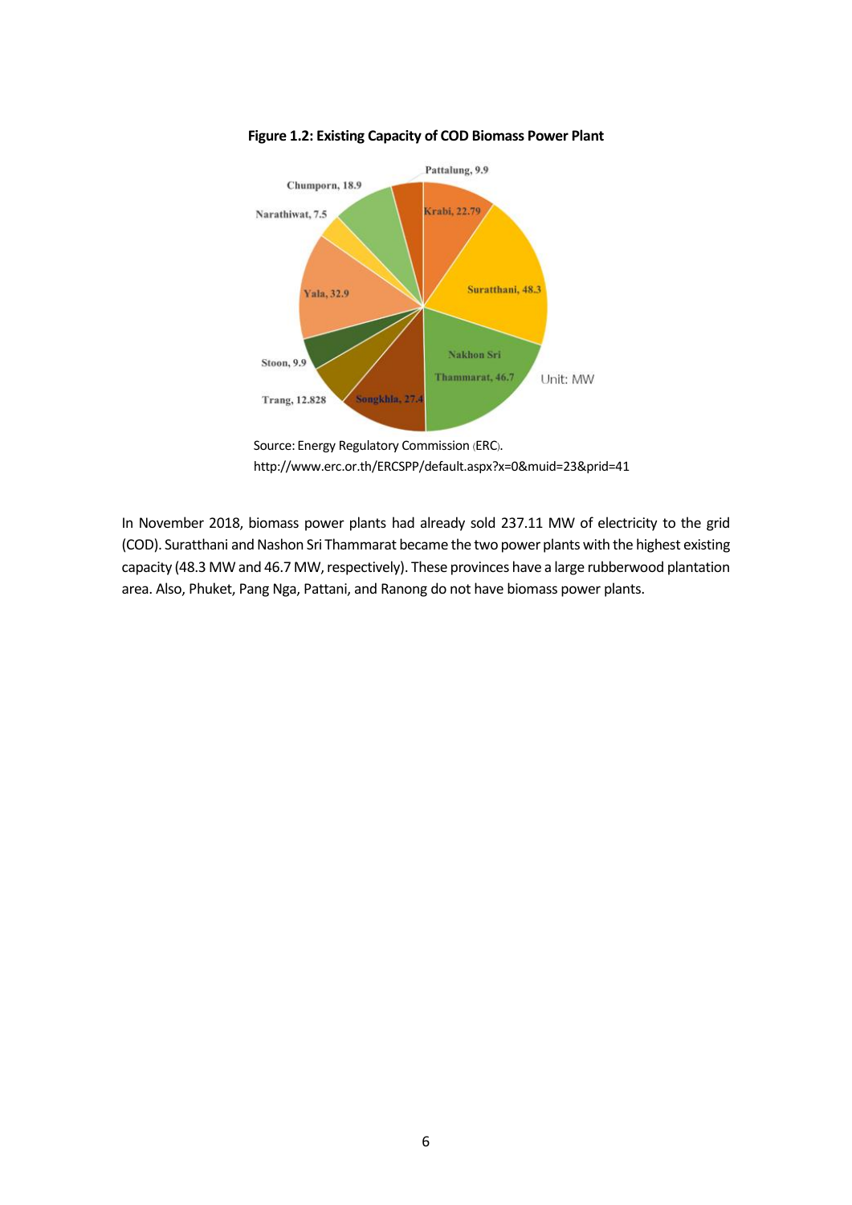**Figure 1.2: Existing Capacity of COD Biomass Power Plant**

Pattalung, 9.9
Chumporn, 18.9
Narathiwat, 7.5
Krabi, 22.79
Suratthani, 48.3
Yala, 32.9
Nakhon Sri Thammarat, 46.7
Stoon, 9.9
Trang, 12.828
Songkhla, 27.4
Unit: MW

Source: Energy Regulatory Commission (ERC).
http://www.erc.or.th/ERCSPP/default.aspx?x=0&muid=23&prid=41

In November 2018, biomass power plants had already sold 237.11 MW of electricity to the grid (COD). Suratthani and Nashon Sri Thammarat became the two power plants with the highest existing capacity (48.3 MW and 46.7 MW, respectively). These provinces have a large rubberwood plantation area. Also, Phuket, Pang Nga, Pattani, and Ranong do not have biomass power plants.